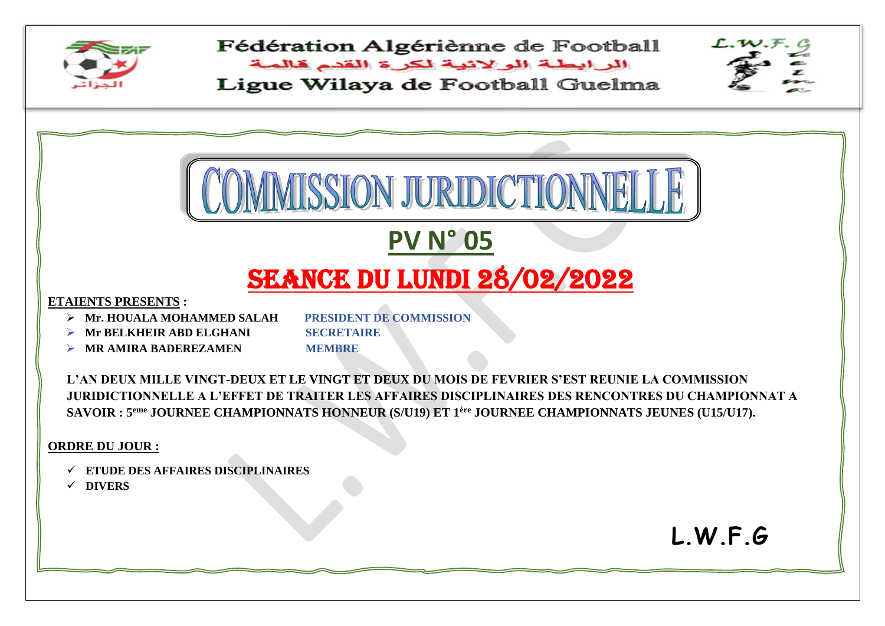Fédération Algériènne de Football

الرابطة الولائية لكرة القدم قالمة

Ligue Wilaya de Football Guelma

# COMMISSION JURIDICTIONNELLE

## PV N° 05

## SEANCE DU LUNDI 28/02/2022

**ETAIENTS PRESENTS :**

- **Mr. HOUALA MOHAMMED SALAH** — **PRESIDENT DE COMMISSION**
- **Mr BELKHEIR ABD ELGHANI** — **SECRETAIRE**
- **MR AMIRA BADEREZAMEN** — **MEMBRE**

**L'AN DEUX MILLE VINGT-DEUX ET LE VINGT ET DEUX DU MOIS DE FEVRIER S'EST REUNIE LA COMMISSION JURIDICTIONNELLE A L'EFFET DE TRAITER LES AFFAIRES DISCIPLINAIRES DES RENCONTRES DU CHAMPIONNAT A SAVOIR : 5eme JOURNEE CHAMPIONNATS HONNEUR (S/U19) ET 1ère JOURNEE CHAMPIONNATS JEUNES (U15/U17).**

**ORDRE DU JOUR :**

- ✓ **ETUDE DES AFFAIRES DISCIPLINAIRES**
- ✓ **DIVERS**

**L.W.F.G**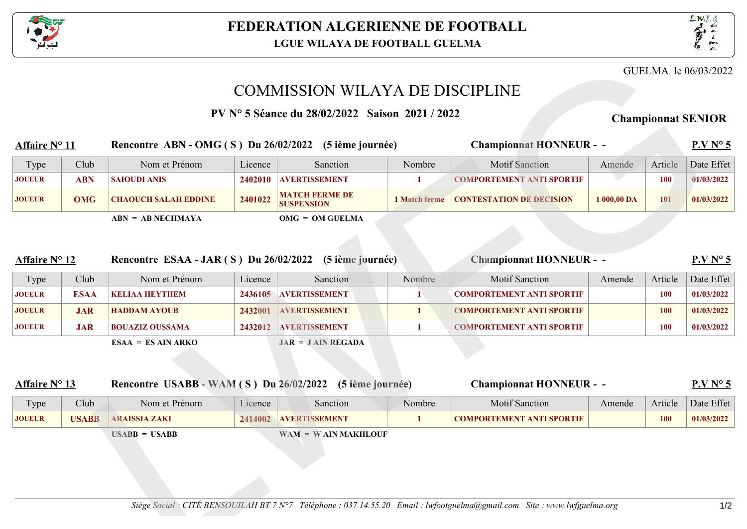# FEDERATION ALGERIENNE DE FOOTBALL

**LGUE WILAYA DE FOOTBALL GUELMA**

GUELMA le 06/03/2022

## COMMISSION WILAYA DE DISCIPLINE

**PV N° 5 Séance du 28/02/2022 Saison 2021 / 2022**

**Championnat SENIOR**

**Affaire N° 11** — **Rencontre ABN - OMG ( S ) Du 26/02/2022 (5 ième journée)** — **Championnat HONNEUR - -** — **P.V N° 5**

| Type | Club | Nom et Prénom | Licence | Sanction | Nombre | Motif Sanction | Amende | Article | Date Effet |
|---|---|---|---|---|---|---|---|---|---|
| JOUEUR | ABN | SAIOUDI ANIS | 2402010 | AVERTISSEMENT | 1 | COMPORTEMENT ANTI SPORTIF | | 100 | 01/03/2022 |
| JOUEUR | OMG | CHAOUCH SALAH EDDINE | 2401022 | MATCH FERME DE SUSPENSION | 1 Match ferme | CONTESTATION DE DECISION | 1 000,00 DA | 101 | 01/03/2022 |

**ABN = AB NECHMAYA** **OMG = OM GUELMA**

**Affaire N° 12** — **Rencontre ESAA - JAR ( S ) Du 26/02/2022 (5 ième journée)** — **Championnat HONNEUR - -** — **P.V N° 5**

| Type | Club | Nom et Prénom | Licence | Sanction | Nombre | Motif Sanction | Amende | Article | Date Effet |
|---|---|---|---|---|---|---|---|---|---|
| JOUEUR | ESAA | KELIAA HEYTHEM | 2436105 | AVERTISSEMENT | 1 | COMPORTEMENT ANTI SPORTIF | | 100 | 01/03/2022 |
| JOUEUR | JAR | HADDAM AYOUB | 2432001 | AVERTISSEMENT | 1 | COMPORTEMENT ANTI SPORTIF | | 100 | 01/03/2022 |
| JOUEUR | JAR | BOUAZIZ OUSSAMA | 2432012 | AVERTISSEMENT | 1 | COMPORTEMENT ANTI SPORTIF | | 100 | 01/03/2022 |

**ESAA = ES AIN ARKO** **JAR = J AIN REGADA**

**Affaire N° 13** — **Rencontre USABB - WAM ( S ) Du 26/02/2022 (5 ième journée)** — **Championnat HONNEUR - -** — **P.V N° 5**

| Type | Club | Nom et Prénom | Licence | Sanction | Nombre | Motif Sanction | Amende | Article | Date Effet |
|---|---|---|---|---|---|---|---|---|---|
| JOUEUR | USABB | ARAISSIA ZAKI | 2414002 | AVERTISSEMENT | 1 | COMPORTEMENT ANTI SPORTIF | | 100 | 01/03/2022 |

**USABB = USABB** **WAM = W AIN MAKHLOUF**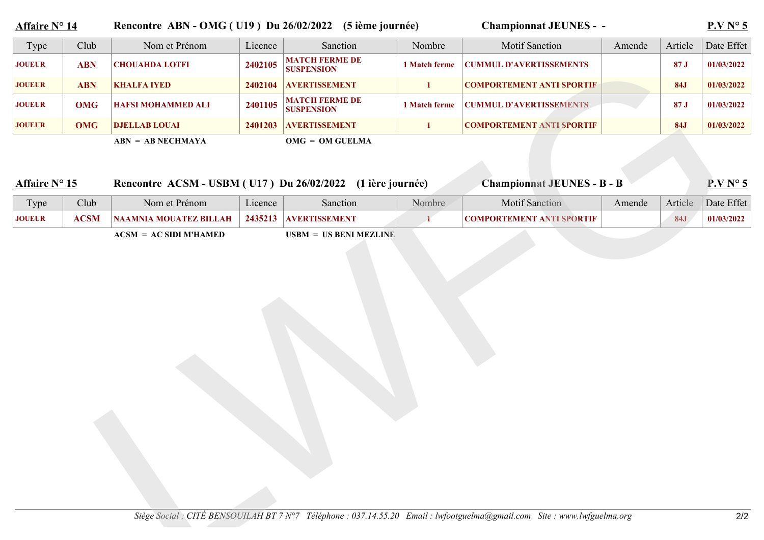**Affaire N° 14** **Rencontre ABN - OMG ( U19 ) Du 26/02/2022 (5 ième journée)** **Championnat JEUNES - -** **P.V N° 5**

| Type | Club | Nom et Prénom | Licence | Sanction | Nombre | Motif Sanction | Amende | Article | Date Effet |
|---|---|---|---|---|---|---|---|---|---|
| JOUEUR | ABN | CHOUAHDA LOTFI | 2402105 | MATCH FERME DE SUSPENSION | 1 Match ferme | CUMMUL D'AVERTISSEMENTS | | 87 J | 01/03/2022 |
| JOUEUR | ABN | KHALFA IYED | 2402104 | AVERTISSEMENT | 1 | COMPORTEMENT ANTI SPORTIF | | 84J | 01/03/2022 |
| JOUEUR | OMG | HAFSI MOHAMMED ALI | 2401105 | MATCH FERME DE SUSPENSION | 1 Match ferme | CUMMUL D'AVERTISSEMENTS | | 87 J | 01/03/2022 |
| JOUEUR | OMG | DJELLAB LOUAI | 2401203 | AVERTISSEMENT | 1 | COMPORTEMENT ANTI SPORTIF | | 84J | 01/03/2022 |

**ABN = AB NECHMAYA** **OMG = OM GUELMA**

**Affaire N° 15** **Rencontre ACSM - USBM ( U17 ) Du 26/02/2022 (1 ière journée)** **Championnat JEUNES - B - B** **P.V N° 5**

| Type | Club | Nom et Prénom | Licence | Sanction | Nombre | Motif Sanction | Amende | Article | Date Effet |
|---|---|---|---|---|---|---|---|---|---|
| JOUEUR | ACSM | NAAMNIA MOUATEZ BILLAH | 2435213 | AVERTISSEMENT | 1 | COMPORTEMENT ANTI SPORTIF | | 84J | 01/03/2022 |

**ACSM = AC SIDI M'HAMED** **USBM = US BENI MEZLINE**

*Siège Social : CITÉ BENSOUILAH BT 7 N°7 Téléphone : 037.14.55.20 Email : lwfootguelma@gmail.com Site : www.lwfguelma.org*